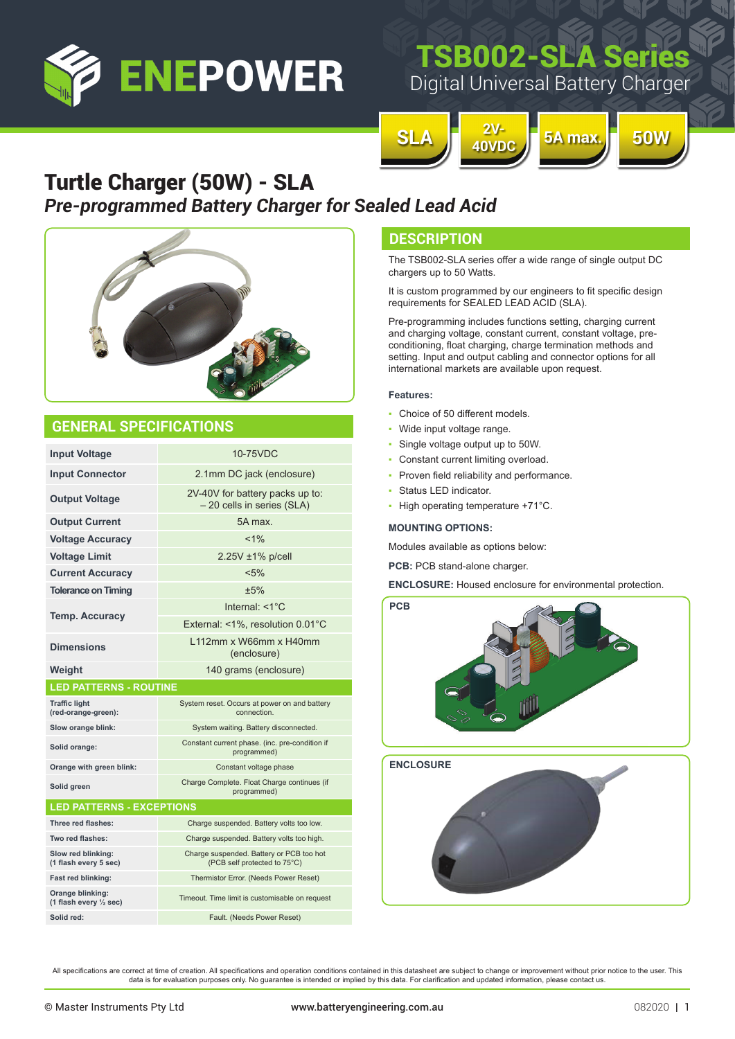# ENEPOWER

## TSB002-SLA Series

Digital Universal Battery Charger

SLA | 2V-40VDC | 5A max. | 50W

# Turtle Charger (50W) - SLA

***Pre-programmed Battery Charger for Sealed Lead Acid***

## DESCRIPTION

The TSB002-SLA series offer a wide range of single output DC chargers up to 50 Watts.

It is custom programmed by our engineers to fit specific design requirements for SEALED LEAD ACID (SLA).

Pre-programming includes functions setting, charging current and charging voltage, constant current, constant voltage, pre-conditioning, float charging, charge termination methods and setting. Input and output cabling and connector options for all international markets are available upon request.

**Features:**

- Choice of 50 different models.
- Wide input voltage range.
- Single voltage output up to 50W.
- Constant current limiting overload.
- Proven field reliability and performance.
- Status LED indicator.
- High operating temperature +71°C.

**MOUNTING OPTIONS:**

Modules available as options below:

**PCB:** PCB stand-alone charger.

**ENCLOSURE:** Housed enclosure for environmental protection.

PCB

ENCLOSURE

## GENERAL SPECIFICATIONS

| | |
|---|---|
| **Input Voltage** | 10-75VDC |
| **Input Connector** | 2.1mm DC jack (enclosure) |
| **Output Voltage** | 2V-40V for battery packs up to: – 20 cells in series (SLA) |
| **Output Current** | 5A max. |
| **Voltage Accuracy** | <1% |
| **Voltage Limit** | 2.25V ±1% p/cell |
| **Current Accuracy** | <5% |
| **Tolerance on Timing** | ±5% |
| **Temp. Accuracy** | Internal: <1°C |
| | External: <1%, resolution 0.01°C |
| **Dimensions** | L112mm x W66mm x H40mm (enclosure) |
| **Weight** | 140 grams (enclosure) |
| **LED PATTERNS - ROUTINE** | |
| **Traffic light (red-orange-green):** | System reset. Occurs at power on and battery connection. |
| **Slow orange blink:** | System waiting. Battery disconnected. |
| **Solid orange:** | Constant current phase. (inc. pre-condition if programmed) |
| **Orange with green blink:** | Constant voltage phase |
| **Solid green** | Charge Complete. Float Charge continues (if programmed) |
| **LED PATTERNS - EXCEPTIONS** | |
| **Three red flashes:** | Charge suspended. Battery volts too low. |
| **Two red flashes:** | Charge suspended. Battery volts too high. |
| **Slow red blinking: (1 flash every 5 sec)** | Charge suspended. Battery or PCB too hot (PCB self protected to 75°C) |
| **Fast red blinking:** | Thermistor Error. (Needs Power Reset) |
| **Orange blinking: (1 flash every ½ sec)** | Timeout. Time limit is customisable on request |
| **Solid red:** | Fault. (Needs Power Reset) |

All specifications are correct at time of creation. All specifications and operation conditions contained in this datasheet are subject to change or improvement without prior notice to the user. This data is for evaluation purposes only. No guarantee is intended or implied by this data. For clarification and updated information, please contact us.

© Master Instruments Pty Ltd | www.batteryengineering.com.au | 082020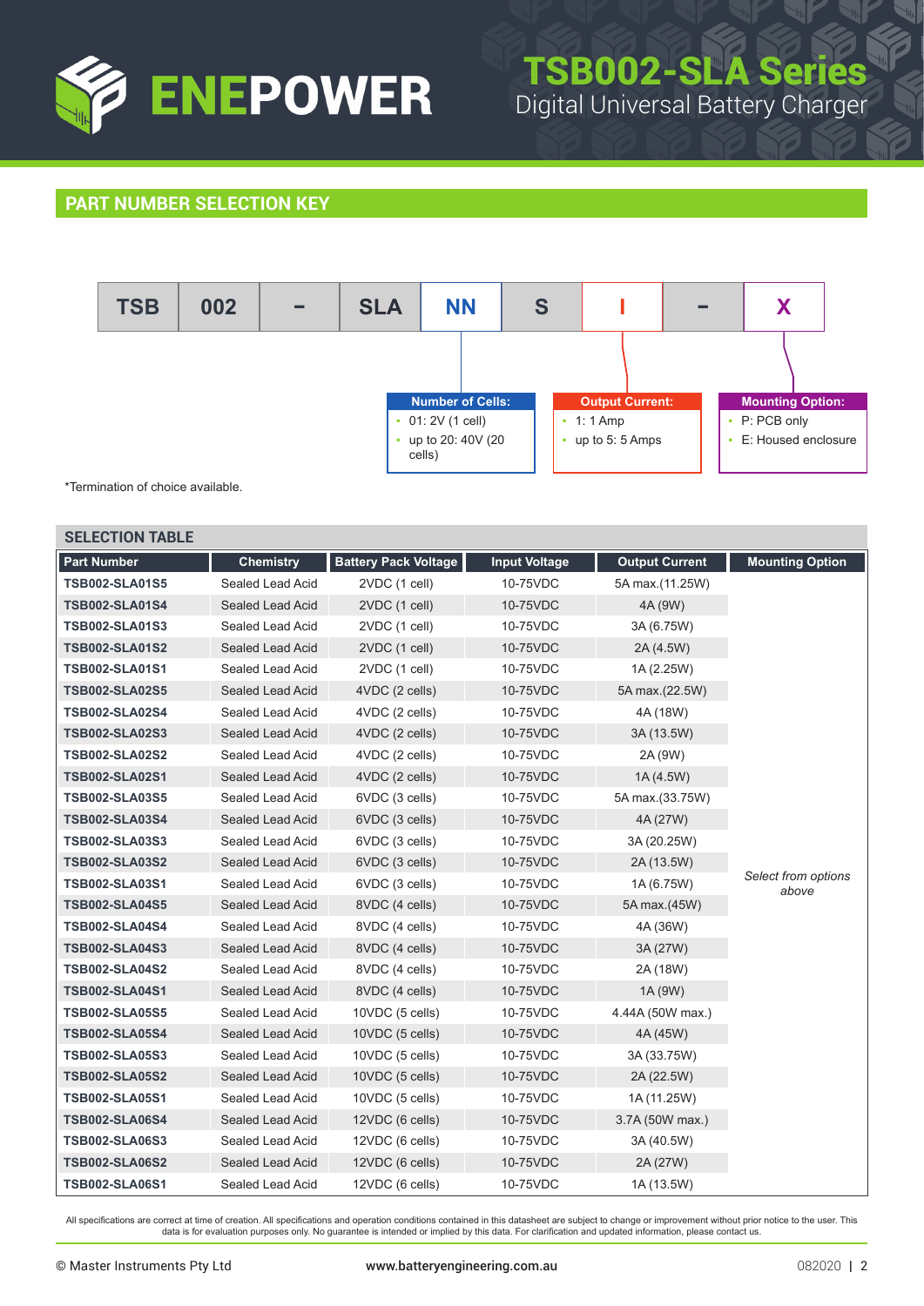## PART NUMBER SELECTION KEY

| TSB | 002 | – | SLA | NN | S | I | – | X |
|---|---|---|---|---|---|---|---|---|

**Number of Cells:** (NN)
- 01: 2V (1 cell)
- up to 20: 40V (20 cells)

**Output Current:** (I)
- 1: 1 Amp
- up to 5: 5 Amps

**Mounting Option:** (X)
- P: PCB only
- E: Housed enclosure

*Termination of choice available.

## SELECTION TABLE

| Part Number | Chemistry | Battery Pack Voltage | Input Voltage | Output Current | Mounting Option |
|---|---|---|---|---|---|
| TSB002-SLA01S5 | Sealed Lead Acid | 2VDC (1 cell) | 10-75VDC | 5A max.(11.25W) | *Select from options above* |
| TSB002-SLA01S4 | Sealed Lead Acid | 2VDC (1 cell) | 10-75VDC | 4A (9W) | |
| TSB002-SLA01S3 | Sealed Lead Acid | 2VDC (1 cell) | 10-75VDC | 3A (6.75W) | |
| TSB002-SLA01S2 | Sealed Lead Acid | 2VDC (1 cell) | 10-75VDC | 2A (4.5W) | |
| TSB002-SLA01S1 | Sealed Lead Acid | 2VDC (1 cell) | 10-75VDC | 1A (2.25W) | |
| TSB002-SLA02S5 | Sealed Lead Acid | 4VDC (2 cells) | 10-75VDC | 5A max.(22.5W) | |
| TSB002-SLA02S4 | Sealed Lead Acid | 4VDC (2 cells) | 10-75VDC | 4A (18W) | |
| TSB002-SLA02S3 | Sealed Lead Acid | 4VDC (2 cells) | 10-75VDC | 3A (13.5W) | |
| TSB002-SLA02S2 | Sealed Lead Acid | 4VDC (2 cells) | 10-75VDC | 2A (9W) | |
| TSB002-SLA02S1 | Sealed Lead Acid | 4VDC (2 cells) | 10-75VDC | 1A (4.5W) | |
| TSB002-SLA03S5 | Sealed Lead Acid | 6VDC (3 cells) | 10-75VDC | 5A max.(33.75W) | |
| TSB002-SLA03S4 | Sealed Lead Acid | 6VDC (3 cells) | 10-75VDC | 4A (27W) | |
| TSB002-SLA03S3 | Sealed Lead Acid | 6VDC (3 cells) | 10-75VDC | 3A (20.25W) | |
| TSB002-SLA03S2 | Sealed Lead Acid | 6VDC (3 cells) | 10-75VDC | 2A (13.5W) | |
| TSB002-SLA03S1 | Sealed Lead Acid | 6VDC (3 cells) | 10-75VDC | 1A (6.75W) | |
| TSB002-SLA04S5 | Sealed Lead Acid | 8VDC (4 cells) | 10-75VDC | 5A max.(45W) | |
| TSB002-SLA04S4 | Sealed Lead Acid | 8VDC (4 cells) | 10-75VDC | 4A (36W) | |
| TSB002-SLA04S3 | Sealed Lead Acid | 8VDC (4 cells) | 10-75VDC | 3A (27W) | |
| TSB002-SLA04S2 | Sealed Lead Acid | 8VDC (4 cells) | 10-75VDC | 2A (18W) | |
| TSB002-SLA04S1 | Sealed Lead Acid | 8VDC (4 cells) | 10-75VDC | 1A (9W) | |
| TSB002-SLA05S5 | Sealed Lead Acid | 10VDC (5 cells) | 10-75VDC | 4.44A (50W max.) | |
| TSB002-SLA05S4 | Sealed Lead Acid | 10VDC (5 cells) | 10-75VDC | 4A (45W) | |
| TSB002-SLA05S3 | Sealed Lead Acid | 10VDC (5 cells) | 10-75VDC | 3A (33.75W) | |
| TSB002-SLA05S2 | Sealed Lead Acid | 10VDC (5 cells) | 10-75VDC | 2A (22.5W) | |
| TSB002-SLA05S1 | Sealed Lead Acid | 10VDC (5 cells) | 10-75VDC | 1A (11.25W) | |
| TSB002-SLA06S4 | Sealed Lead Acid | 12VDC (6 cells) | 10-75VDC | 3.7A (50W max.) | |
| TSB002-SLA06S3 | Sealed Lead Acid | 12VDC (6 cells) | 10-75VDC | 3A (40.5W) | |
| TSB002-SLA06S2 | Sealed Lead Acid | 12VDC (6 cells) | 10-75VDC | 2A (27W) | |
| TSB002-SLA06S1 | Sealed Lead Acid | 12VDC (6 cells) | 10-75VDC | 1A (13.5W) | |

All specifications are correct at time of creation. All specifications and operation conditions contained in this datasheet are subject to change or improvement without prior notice to the user. This data is for evaluation purposes only. No guarantee is intended or implied by this data. For clarification and updated information, please contact us.

© Master Instruments Pty Ltd www.batteryengineering.com.au 082020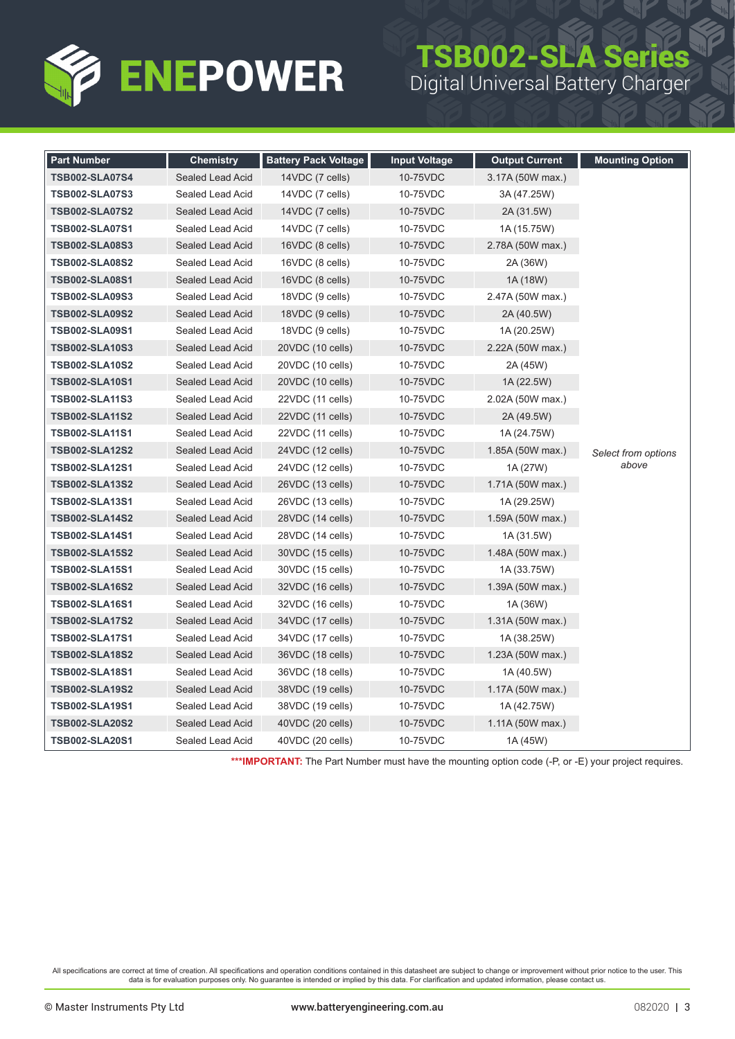# ENEPOWER

## TSB002-SLA Series
Digital Universal Battery Charger

| Part Number | Chemistry | Battery Pack Voltage | Input Voltage | Output Current | Mounting Option |
|---|---|---|---|---|---|
| **TSB002-SLA07S4** | Sealed Lead Acid | 14VDC (7 cells) | 10-75VDC | 3.17A (50W max.) | |
| **TSB002-SLA07S3** | Sealed Lead Acid | 14VDC (7 cells) | 10-75VDC | 3A (47.25W) | |
| **TSB002-SLA07S2** | Sealed Lead Acid | 14VDC (7 cells) | 10-75VDC | 2A (31.5W) | |
| **TSB002-SLA07S1** | Sealed Lead Acid | 14VDC (7 cells) | 10-75VDC | 1A (15.75W) | |
| **TSB002-SLA08S3** | Sealed Lead Acid | 16VDC (8 cells) | 10-75VDC | 2.78A (50W max.) | |
| **TSB002-SLA08S2** | Sealed Lead Acid | 16VDC (8 cells) | 10-75VDC | 2A (36W) | |
| **TSB002-SLA08S1** | Sealed Lead Acid | 16VDC (8 cells) | 10-75VDC | 1A (18W) | |
| **TSB002-SLA09S3** | Sealed Lead Acid | 18VDC (9 cells) | 10-75VDC | 2.47A (50W max.) | |
| **TSB002-SLA09S2** | Sealed Lead Acid | 18VDC (9 cells) | 10-75VDC | 2A (40.5W) | |
| **TSB002-SLA09S1** | Sealed Lead Acid | 18VDC (9 cells) | 10-75VDC | 1A (20.25W) | |
| **TSB002-SLA10S3** | Sealed Lead Acid | 20VDC (10 cells) | 10-75VDC | 2.22A (50W max.) | |
| **TSB002-SLA10S2** | Sealed Lead Acid | 20VDC (10 cells) | 10-75VDC | 2A (45W) | |
| **TSB002-SLA10S1** | Sealed Lead Acid | 20VDC (10 cells) | 10-75VDC | 1A (22.5W) | |
| **TSB002-SLA11S3** | Sealed Lead Acid | 22VDC (11 cells) | 10-75VDC | 2.02A (50W max.) | |
| **TSB002-SLA11S2** | Sealed Lead Acid | 22VDC (11 cells) | 10-75VDC | 2A (49.5W) | |
| **TSB002-SLA11S1** | Sealed Lead Acid | 22VDC (11 cells) | 10-75VDC | 1A (24.75W) | |
| **TSB002-SLA12S2** | Sealed Lead Acid | 24VDC (12 cells) | 10-75VDC | 1.85A (50W max.) | *Select from options above* |
| **TSB002-SLA12S1** | Sealed Lead Acid | 24VDC (12 cells) | 10-75VDC | 1A (27W) | |
| **TSB002-SLA13S2** | Sealed Lead Acid | 26VDC (13 cells) | 10-75VDC | 1.71A (50W max.) | |
| **TSB002-SLA13S1** | Sealed Lead Acid | 26VDC (13 cells) | 10-75VDC | 1A (29.25W) | |
| **TSB002-SLA14S2** | Sealed Lead Acid | 28VDC (14 cells) | 10-75VDC | 1.59A (50W max.) | |
| **TSB002-SLA14S1** | Sealed Lead Acid | 28VDC (14 cells) | 10-75VDC | 1A (31.5W) | |
| **TSB002-SLA15S2** | Sealed Lead Acid | 30VDC (15 cells) | 10-75VDC | 1.48A (50W max.) | |
| **TSB002-SLA15S1** | Sealed Lead Acid | 30VDC (15 cells) | 10-75VDC | 1A (33.75W) | |
| **TSB002-SLA16S2** | Sealed Lead Acid | 32VDC (16 cells) | 10-75VDC | 1.39A (50W max.) | |
| **TSB002-SLA16S1** | Sealed Lead Acid | 32VDC (16 cells) | 10-75VDC | 1A (36W) | |
| **TSB002-SLA17S2** | Sealed Lead Acid | 34VDC (17 cells) | 10-75VDC | 1.31A (50W max.) | |
| **TSB002-SLA17S1** | Sealed Lead Acid | 34VDC (17 cells) | 10-75VDC | 1A (38.25W) | |
| **TSB002-SLA18S2** | Sealed Lead Acid | 36VDC (18 cells) | 10-75VDC | 1.23A (50W max.) | |
| **TSB002-SLA18S1** | Sealed Lead Acid | 36VDC (18 cells) | 10-75VDC | 1A (40.5W) | |
| **TSB002-SLA19S2** | Sealed Lead Acid | 38VDC (19 cells) | 10-75VDC | 1.17A (50W max.) | |
| **TSB002-SLA19S1** | Sealed Lead Acid | 38VDC (19 cells) | 10-75VDC | 1A (42.75W) | |
| **TSB002-SLA20S2** | Sealed Lead Acid | 40VDC (20 cells) | 10-75VDC | 1.11A (50W max.) | |
| **TSB002-SLA20S1** | Sealed Lead Acid | 40VDC (20 cells) | 10-75VDC | 1A (45W) | |

*****IMPORTANT:** The Part Number must have the mounting option code (-P, or -E) your project requires.

All specifications are correct at time of creation. All specifications and operation conditions contained in this datasheet are subject to change or improvement without prior notice to the user. This data is for evaluation purposes only. No guarantee is intended or implied by this data. For clarification and updated information, please contact us.

© Master Instruments Pty Ltd www.batteryengineering.com.au 082020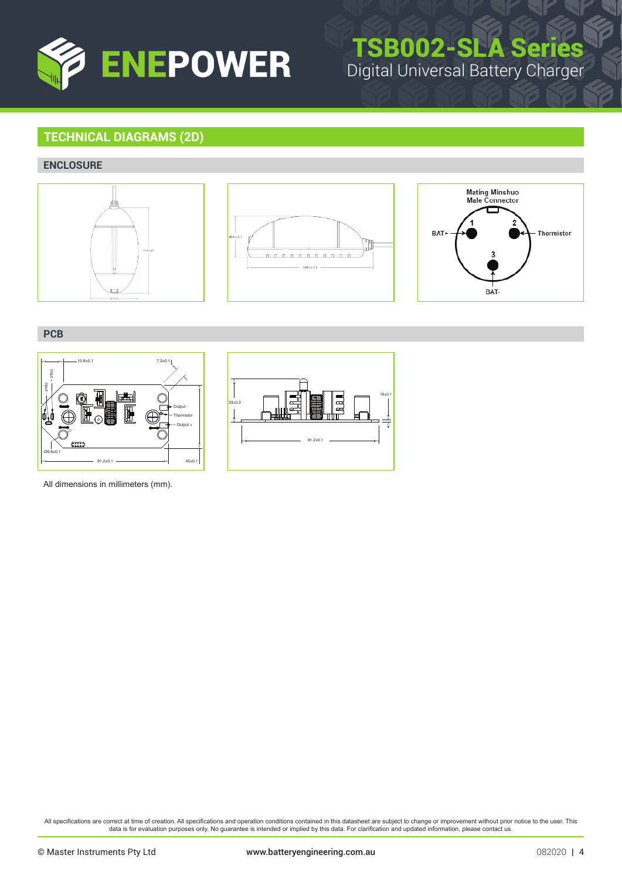## TECHNICAL DIAGRAMS (2D)

### ENCLOSURE

Mating Minshuo Male Connector

BAT+

1

2

Thermistor

3

BAT-

### PCB

All dimensions in millimeters (mm).

All specifications are correct at time of creation. All specifications and operation conditions contained in this datasheet are subject to change or improvement without prior notice to the user. This data is for evaluation purposes only. No guarantee is intended or implied by this data. For clarification and updated information, please contact us.